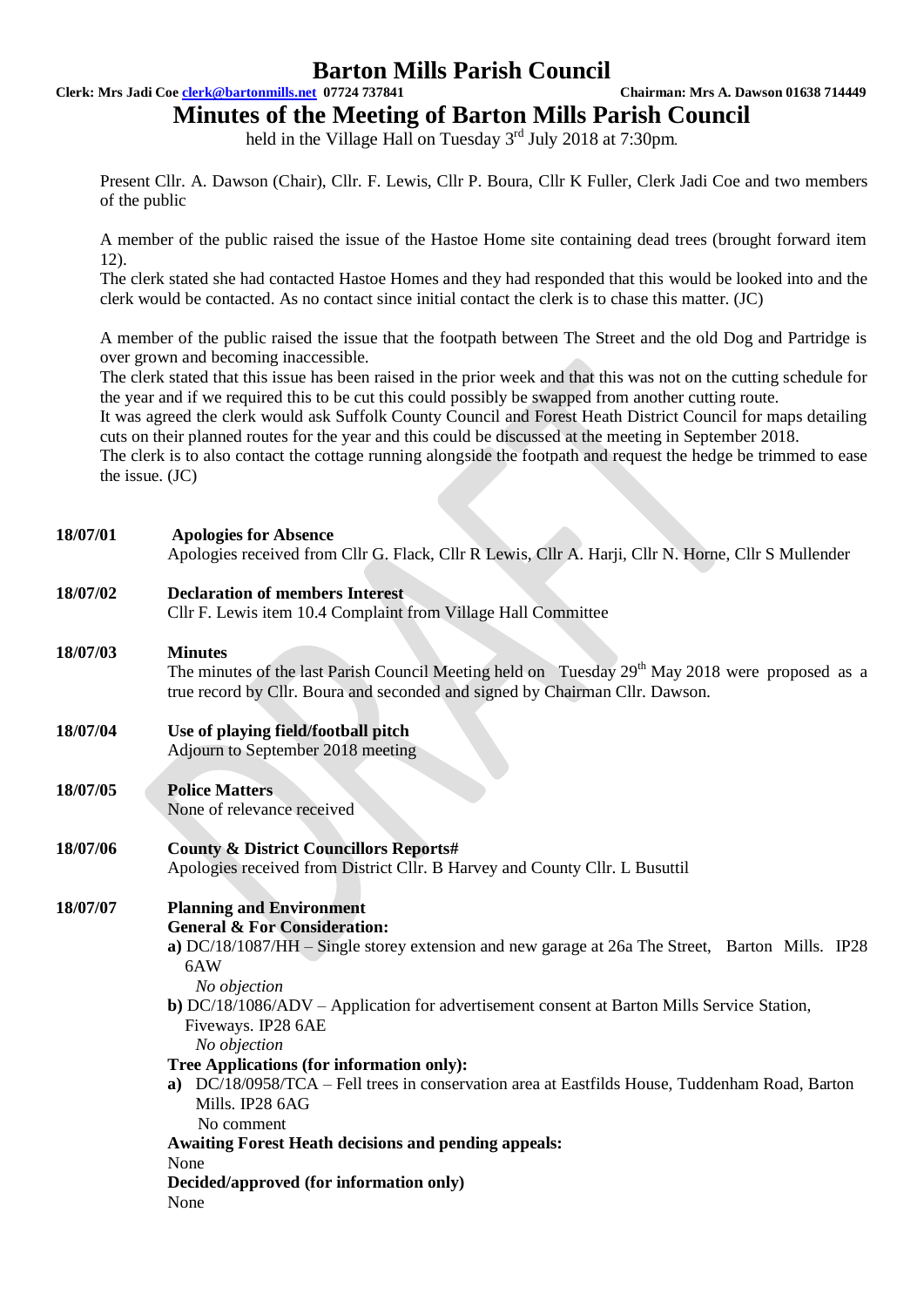# Barton Mills Parish Council

**Clerk: Mrs Jadi Coe clerk@bartonmills.net 07724 737841** **Chairman: Mrs A. Dawson 01638 714449**

# Minutes of the Meeting of Barton Mills Parish Council

held in the Village Hall on Tuesday 3rd July 2018 at 7:30pm.

Present Cllr. A. Dawson (Chair), Cllr. F. Lewis, Cllr P. Boura, Cllr K Fuller, Clerk Jadi Coe and two members of the public

A member of the public raised the issue of the Hastoe Home site containing dead trees (brought forward item 12).
The clerk stated she had contacted Hastoe Homes and they had responded that this would be looked into and the clerk would be contacted. As no contact since initial contact the clerk is to chase this matter. (JC)

A member of the public raised the issue that the footpath between The Street and the old Dog and Partridge is over grown and becoming inaccessible.
The clerk stated that this issue has been raised in the prior week and that this was not on the cutting schedule for the year and if we required this to be cut this could possibly be swapped from another cutting route.
It was agreed the clerk would ask Suffolk County Council and Forest Heath District Council for maps detailing cuts on their planned routes for the year and this could be discussed at the meeting in September 2018.
The clerk is to also contact the cottage running alongside the footpath and request the hedge be trimmed to ease the issue. (JC)

**18/07/01** **Apologies for Absence**
Apologies received from Cllr G. Flack, Cllr R Lewis, Cllr A. Harji, Cllr N. Horne, Cllr S Mullender

**18/07/02** **Declaration of members Interest**
Cllr F. Lewis item 10.4 Complaint from Village Hall Committee

**18/07/03** **Minutes**
The minutes of the last Parish Council Meeting held on Tuesday 29th May 2018 were proposed as a true record by Cllr. Boura and seconded and signed by Chairman Cllr. Dawson.

**18/07/04** **Use of playing field/football pitch**
Adjourn to September 2018 meeting

**18/07/05** **Police Matters**
None of relevance received

**18/07/06** **County & District Councillors Reports#**
Apologies received from District Cllr. B Harvey and County Cllr. L Busuttil

**18/07/07** **Planning and Environment**

**General & For Consideration:**

**a)** DC/18/1087/HH – Single storey extension and new garage at 26a The Street, Barton Mills. IP28 6AW
*No objection*

**b)** DC/18/1086/ADV – Application for advertisement consent at Barton Mills Service Station, Fiveways. IP28 6AE
*No objection*

**Tree Applications (for information only):**

**a)** DC/18/0958/TCA – Fell trees in conservation area at Eastfilds House, Tuddenham Road, Barton Mills. IP28 6AG
No comment

**Awaiting Forest Heath decisions and pending appeals:**
None

**Decided/approved (for information only)**
None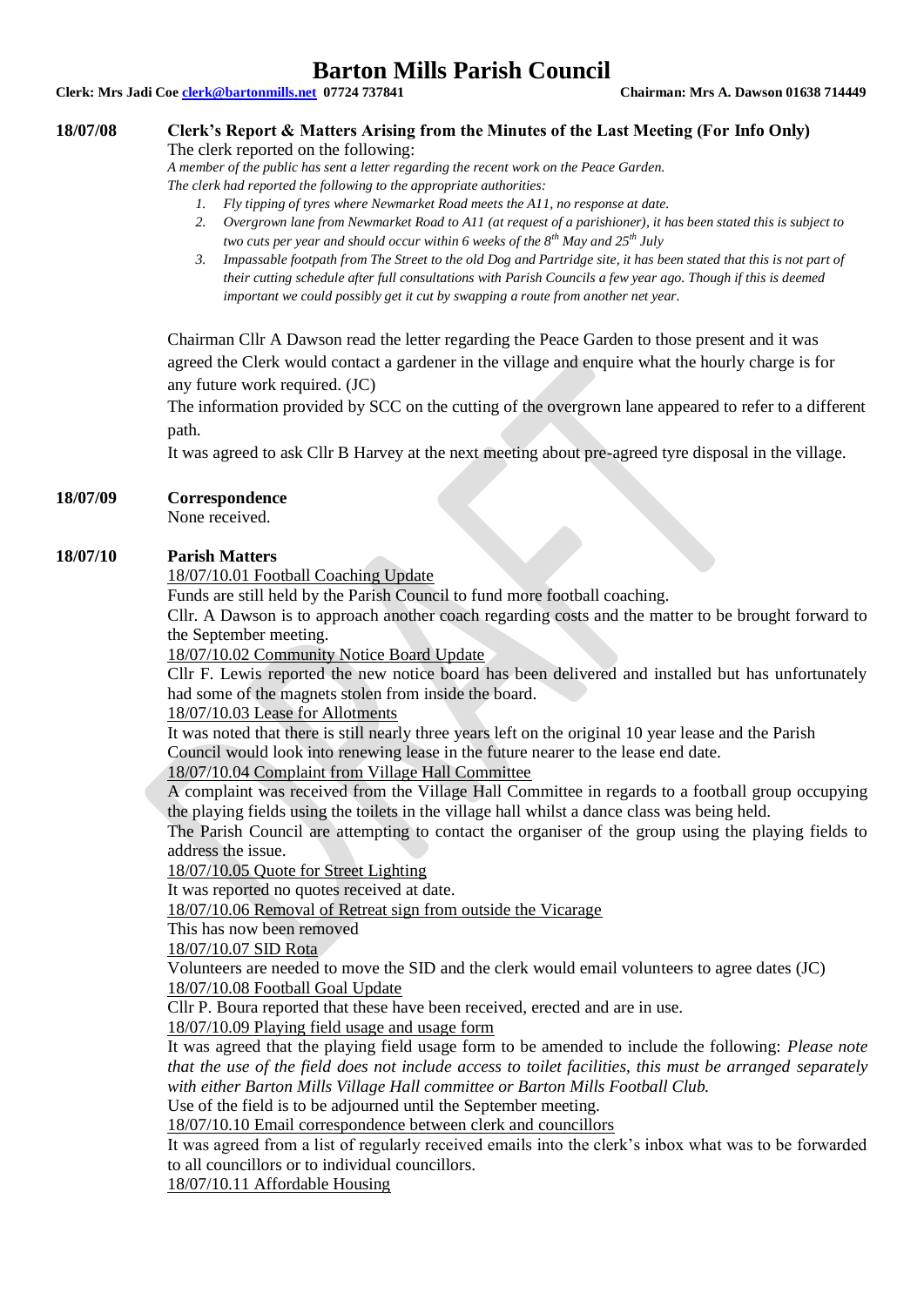# Barton Mills Parish Council

**Clerk: Mrs Jadi Coe clerk@bartonmills.net 07724 737841** **Chairman: Mrs A. Dawson 01638 714449**

**18/07/08** **Clerk's Report & Matters Arising from the Minutes of the Last Meeting (For Info Only)**

The clerk reported on the following:

*A member of the public has sent a letter regarding the recent work on the Peace Garden.*

*The clerk had reported the following to the appropriate authorities:*

1. *Fly tipping of tyres where Newmarket Road meets the A11, no response at date.*
2. *Overgrown lane from Newmarket Road to A11 (at request of a parishioner), it has been stated this is subject to two cuts per year and should occur within 6 weeks of the 8th May and 25th July*
3. *Impassable footpath from The Street to the old Dog and Partridge site, it has been stated that this is not part of their cutting schedule after full consultations with Parish Councils a few year ago. Though if this is deemed important we could possibly get it cut by swapping a route from another net year.*

Chairman Cllr A Dawson read the letter regarding the Peace Garden to those present and it was agreed the Clerk would contact a gardener in the village and enquire what the hourly charge is for any future work required. (JC)

The information provided by SCC on the cutting of the overgrown lane appeared to refer to a different path.

It was agreed to ask Cllr B Harvey at the next meeting about pre-agreed tyre disposal in the village.

**18/07/09** **Correspondence**

None received.

**18/07/10** **Parish Matters**

18/07/10.01 Football Coaching Update

Funds are still held by the Parish Council to fund more football coaching.

Cllr. A Dawson is to approach another coach regarding costs and the matter to be brought forward to the September meeting.

18/07/10.02 Community Notice Board Update

Cllr F. Lewis reported the new notice board has been delivered and installed but has unfortunately had some of the magnets stolen from inside the board.

18/07/10.03 Lease for Allotments

It was noted that there is still nearly three years left on the original 10 year lease and the Parish Council would look into renewing lease in the future nearer to the lease end date.

18/07/10.04 Complaint from Village Hall Committee

A complaint was received from the Village Hall Committee in regards to a football group occupying the playing fields using the toilets in the village hall whilst a dance class was being held.

The Parish Council are attempting to contact the organiser of the group using the playing fields to address the issue.

18/07/10.05 Quote for Street Lighting

It was reported no quotes received at date.

18/07/10.06 Removal of Retreat sign from outside the Vicarage

This has now been removed

18/07/10.07 SID Rota

Volunteers are needed to move the SID and the clerk would email volunteers to agree dates (JC)

18/07/10.08 Football Goal Update

Cllr P. Boura reported that these have been received, erected and are in use.

18/07/10.09 Playing field usage and usage form

It was agreed that the playing field usage form to be amended to include the following: *Please note that the use of the field does not include access to toilet facilities, this must be arranged separately with either Barton Mills Village Hall committee or Barton Mills Football Club.*

Use of the field is to be adjourned until the September meeting.

18/07/10.10 Email correspondence between clerk and councillors

It was agreed from a list of regularly received emails into the clerk's inbox what was to be forwarded to all councillors or to individual councillors.

18/07/10.11 Affordable Housing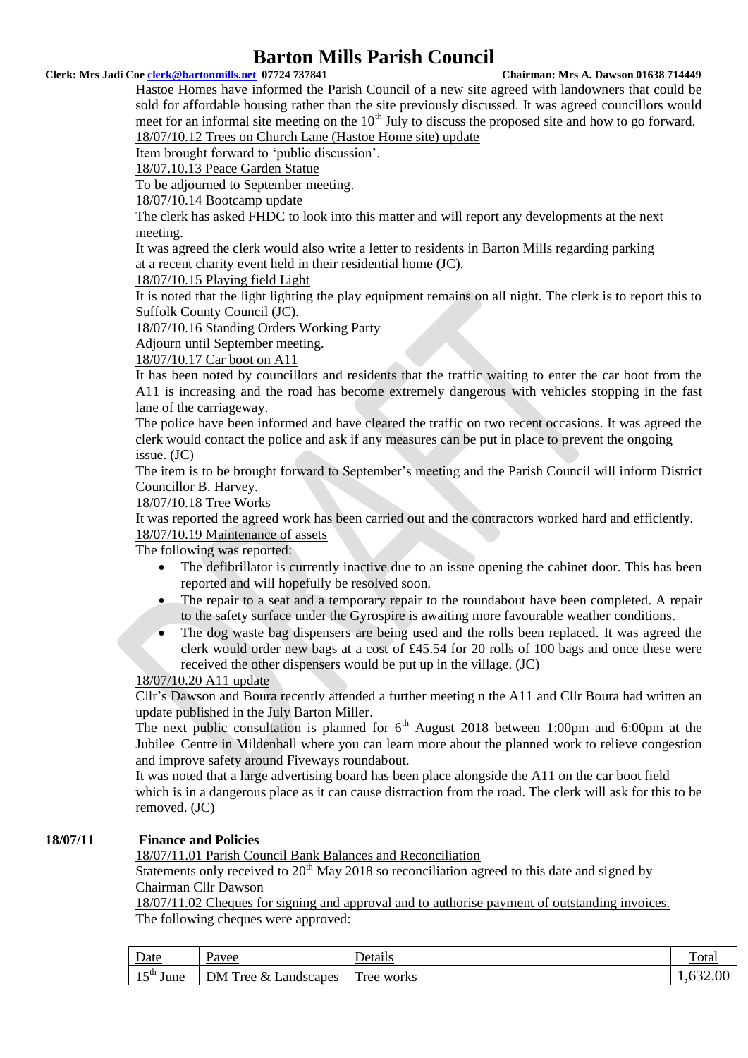# Barton Mills Parish Council

**Clerk: Mrs Jadi Coe clerk@bartonmills.net 07724 737841** **Chairman: Mrs A. Dawson 01638 714449**

Hastoe Homes have informed the Parish Council of a new site agreed with landowners that could be sold for affordable housing rather than the site previously discussed. It was agreed councillors would meet for an informal site meeting on the 10th July to discuss the proposed site and how to go forward.

18/07/10.12 Trees on Church Lane (Hastoe Home site) update

Item brought forward to 'public discussion'.

18/07.10.13 Peace Garden Statue

To be adjourned to September meeting.

18/07/10.14 Bootcamp update

The clerk has asked FHDC to look into this matter and will report any developments at the next meeting.

It was agreed the clerk would also write a letter to residents in Barton Mills regarding parking at a recent charity event held in their residential home (JC).

18/07/10.15 Playing field Light

It is noted that the light lighting the play equipment remains on all night. The clerk is to report this to Suffolk County Council (JC).

18/07/10.16 Standing Orders Working Party

Adjourn until September meeting.

18/07/10.17 Car boot on A11

It has been noted by councillors and residents that the traffic waiting to enter the car boot from the A11 is increasing and the road has become extremely dangerous with vehicles stopping in the fast lane of the carriageway.

The police have been informed and have cleared the traffic on two recent occasions. It was agreed the clerk would contact the police and ask if any measures can be put in place to prevent the ongoing issue. (JC)

The item is to be brought forward to September's meeting and the Parish Council will inform District Councillor B. Harvey.

18/07/10.18 Tree Works

It was reported the agreed work has been carried out and the contractors worked hard and efficiently.

18/07/10.19 Maintenance of assets

The following was reported:

- The defibrillator is currently inactive due to an issue opening the cabinet door. This has been reported and will hopefully be resolved soon.
- The repair to a seat and a temporary repair to the roundabout have been completed. A repair to the safety surface under the Gyrospire is awaiting more favourable weather conditions.
- The dog waste bag dispensers are being used and the rolls been replaced. It was agreed the clerk would order new bags at a cost of £45.54 for 20 rolls of 100 bags and once these were received the other dispensers would be put up in the village. (JC)

18/07/10.20 A11 update

Cllr's Dawson and Boura recently attended a further meeting n the A11 and Cllr Boura had written an update published in the July Barton Miller.

The next public consultation is planned for 6th August 2018 between 1:00pm and 6:00pm at the Jubilee Centre in Mildenhall where you can learn more about the planned work to relieve congestion and improve safety around Fiveways roundabout.

It was noted that a large advertising board has been place alongside the A11 on the car boot field which is in a dangerous place as it can cause distraction from the road. The clerk will ask for this to be removed. (JC)

**18/07/11 Finance and Policies**

18/07/11.01 Parish Council Bank Balances and Reconciliation

Statements only received to 20th May 2018 so reconciliation agreed to this date and signed by Chairman Cllr Dawson

18/07/11.02 Cheques for signing and approval and to authorise payment of outstanding invoices.

The following cheques were approved:

| Date | Payee | Details | Total |
|---|---|---|---|
| 15th June | DM Tree & Landscapes | Tree works | 1,632.00 |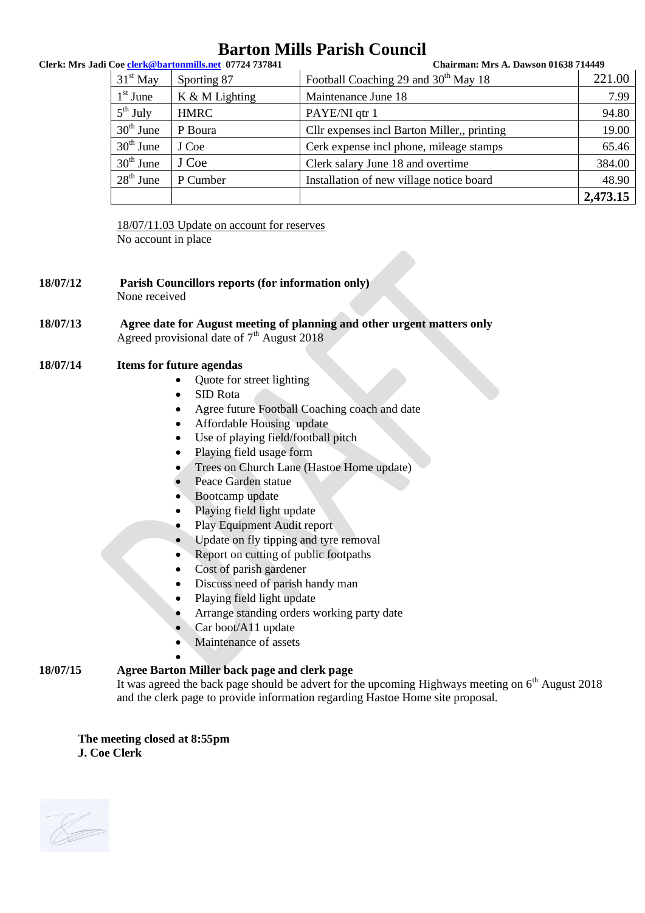# Barton Mills Parish Council

**Clerk: Mrs Jadi Coe clerk@bartonmills.net 07724 737841** **Chairman: Mrs A. Dawson 01638 714449**

| | | | |
|---|---|---|---|
| 31st May | Sporting 87 | Football Coaching 29 and 30th May 18 | 221.00 |
| 1st June | K & M Lighting | Maintenance June 18 | 7.99 |
| 5th July | HMRC | PAYE/NI qtr 1 | 94.80 |
| 30th June | P Boura | Cllr expenses incl Barton Miller,, printing | 19.00 |
| 30th June | J Coe | Cerk expense incl phone, mileage stamps | 65.46 |
| 30th June | J Coe | Clerk salary June 18 and overtime | 384.00 |
| 28th June | P Cumber | Installation of new village notice board | 48.90 |
| | | | **2,473.15** |

18/07/11.03 Update on account for reserves
No account in place

**18/07/12** **Parish Councillors reports (for information only)**
None received

**18/07/13** **Agree date for August meeting of planning and other urgent matters only**
Agreed provisional date of 7th August 2018

**18/07/14** **Items for future agendas**

- Quote for street lighting
- SID Rota
- Agree future Football Coaching coach and date
- Affordable Housing update
- Use of playing field/football pitch
- Playing field usage form
- Trees on Church Lane (Hastoe Home update)
- Peace Garden statue
- Bootcamp update
- Playing field light update
- Play Equipment Audit report
- Update on fly tipping and tyre removal
- Report on cutting of public footpaths
- Cost of parish gardener
- Discuss need of parish handy man
- Playing field light update
- Arrange standing orders working party date
- Car boot/A11 update
- Maintenance of assets

**18/07/15** **Agree Barton Miller back page and clerk page**
It was agreed the back page should be advert for the upcoming Highways meeting on 6th August 2018 and the clerk page to provide information regarding Hastoe Home site proposal.

**The meeting closed at 8:55pm**
**J. Coe Clerk**